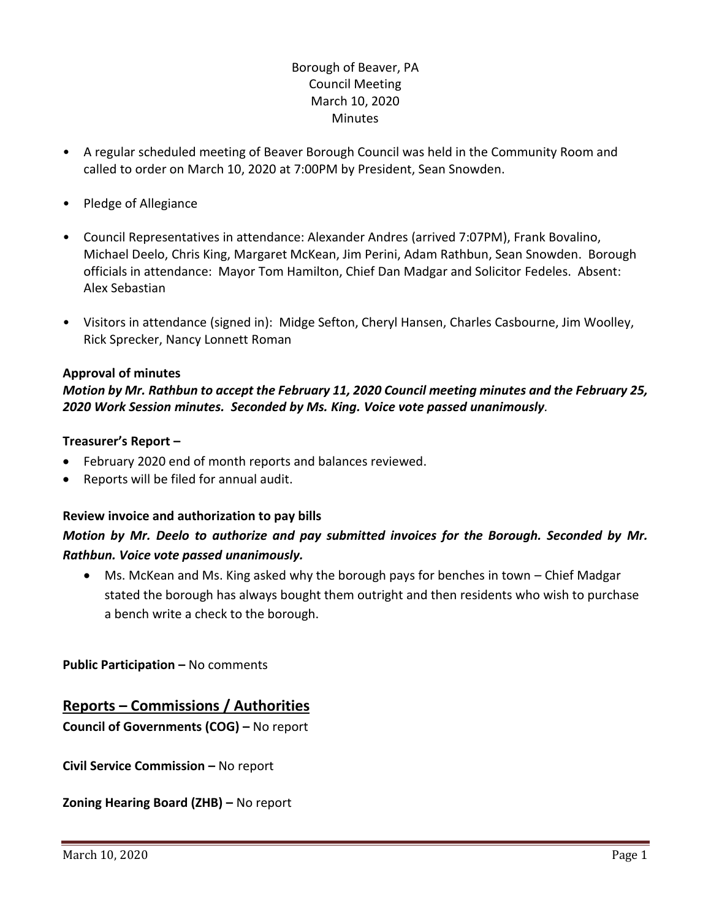Borough of Beaver, PA
Council Meeting
March 10, 2020
Minutes

- A regular scheduled meeting of Beaver Borough Council was held in the Community Room and called to order on March 10, 2020 at 7:00PM by President, Sean Snowden.
- Pledge of Allegiance
- Council Representatives in attendance: Alexander Andres (arrived 7:07PM), Frank Bovalino, Michael Deelo, Chris King, Margaret McKean, Jim Perini, Adam Rathbun, Sean Snowden. Borough officials in attendance: Mayor Tom Hamilton, Chief Dan Madgar and Solicitor Fedeles. Absent: Alex Sebastian
- Visitors in attendance (signed in): Midge Sefton, Cheryl Hansen, Charles Casbourne, Jim Woolley, Rick Sprecker, Nancy Lonnett Roman

**Approval of minutes**

***Motion by Mr. Rathbun to accept the February 11, 2020 Council meeting minutes and the February 25, 2020 Work Session minutes. Seconded by Ms. King. Voice vote passed unanimously.***

**Treasurer's Report –**

- February 2020 end of month reports and balances reviewed.
- Reports will be filed for annual audit.

**Review invoice and authorization to pay bills**

***Motion by Mr. Deelo to authorize and pay submitted invoices for the Borough. Seconded by Mr. Rathbun. Voice vote passed unanimously.***

- Ms. McKean and Ms. King asked why the borough pays for benches in town – Chief Madgar stated the borough has always bought them outright and then residents who wish to purchase a bench write a check to the borough.

**Public Participation –** No comments

## Reports – Commissions / Authorities

**Council of Governments (COG) –** No report

**Civil Service Commission –** No report

**Zoning Hearing Board (ZHB) –** No report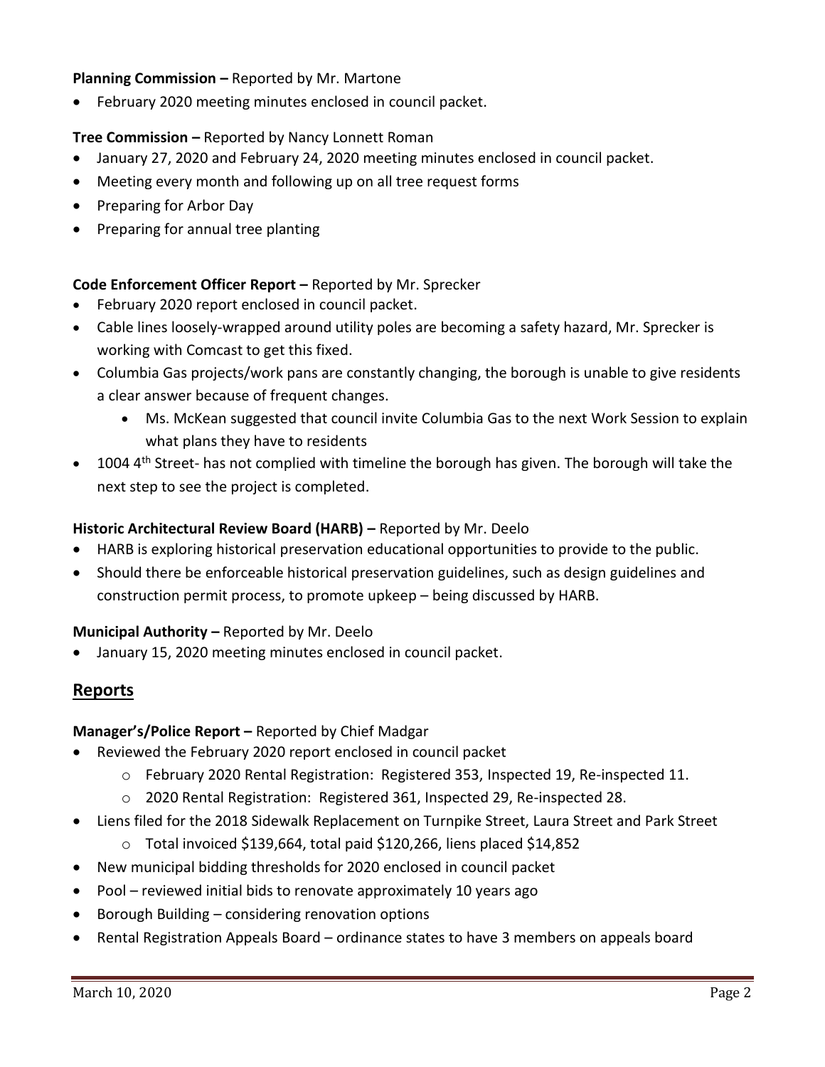**Planning Commission –** Reported by Mr. Martone

- February 2020 meeting minutes enclosed in council packet.

**Tree Commission –** Reported by Nancy Lonnett Roman

- January 27, 2020 and February 24, 2020 meeting minutes enclosed in council packet.
- Meeting every month and following up on all tree request forms
- Preparing for Arbor Day
- Preparing for annual tree planting

**Code Enforcement Officer Report –** Reported by Mr. Sprecker

- February 2020 report enclosed in council packet.
- Cable lines loosely-wrapped around utility poles are becoming a safety hazard, Mr. Sprecker is working with Comcast to get this fixed.
- Columbia Gas projects/work pans are constantly changing, the borough is unable to give residents a clear answer because of frequent changes.
    - Ms. McKean suggested that council invite Columbia Gas to the next Work Session to explain what plans they have to residents
- 1004 4th Street- has not complied with timeline the borough has given. The borough will take the next step to see the project is completed.

**Historic Architectural Review Board (HARB) –** Reported by Mr. Deelo

- HARB is exploring historical preservation educational opportunities to provide to the public.
- Should there be enforceable historical preservation guidelines, such as design guidelines and construction permit process, to promote upkeep – being discussed by HARB.

**Municipal Authority –** Reported by Mr. Deelo

- January 15, 2020 meeting minutes enclosed in council packet.

## Reports

**Manager's/Police Report –** Reported by Chief Madgar

- Reviewed the February 2020 report enclosed in council packet
    - February 2020 Rental Registration: Registered 353, Inspected 19, Re-inspected 11.
    - 2020 Rental Registration: Registered 361, Inspected 29, Re-inspected 28.
- Liens filed for the 2018 Sidewalk Replacement on Turnpike Street, Laura Street and Park Street
    - Total invoiced $139,664, total paid $120,266, liens placed $14,852
- New municipal bidding thresholds for 2020 enclosed in council packet
- Pool – reviewed initial bids to renovate approximately 10 years ago
- Borough Building – considering renovation options
- Rental Registration Appeals Board – ordinance states to have 3 members on appeals board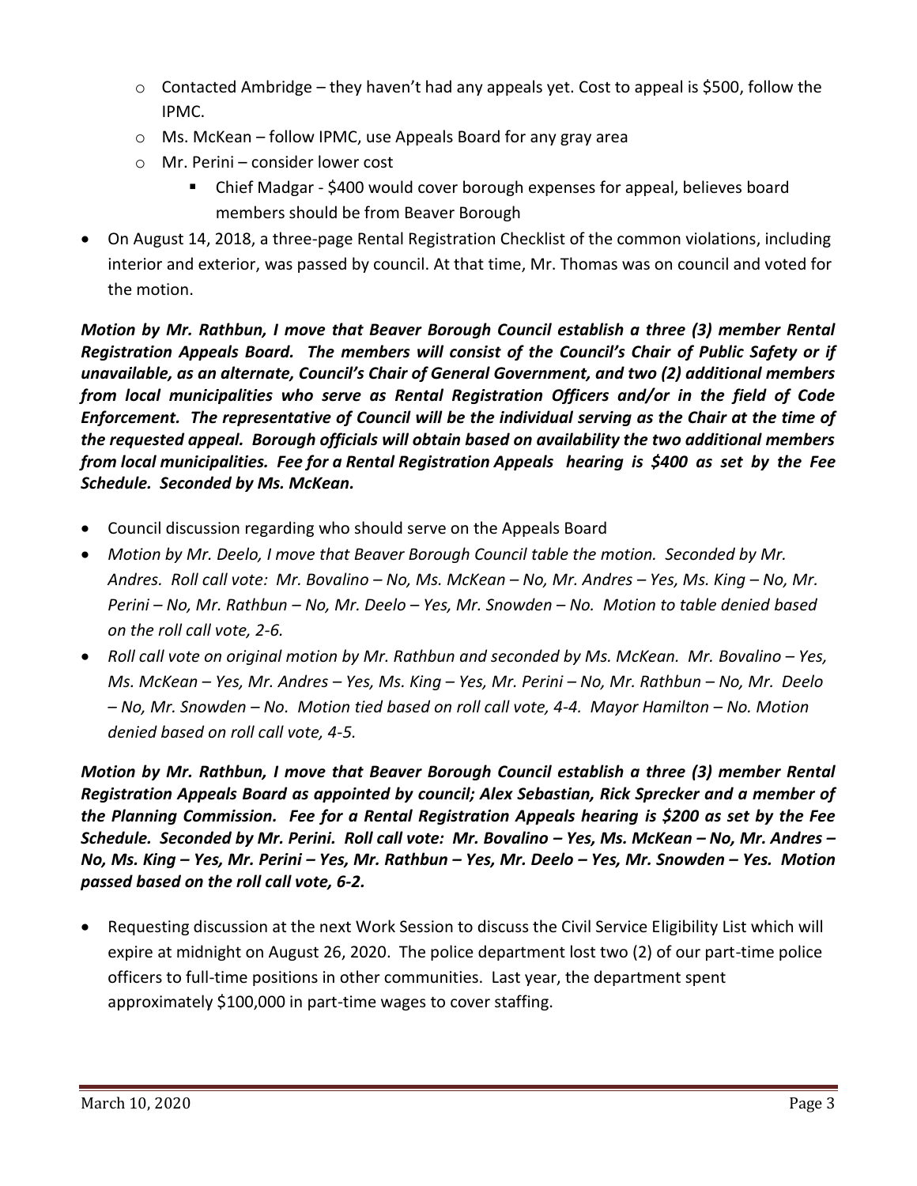- Contacted Ambridge – they haven't had any appeals yet. Cost to appeal is $500, follow the IPMC.
  - Ms. McKean – follow IPMC, use Appeals Board for any gray area
  - Mr. Perini – consider lower cost
    - Chief Madgar - $400 would cover borough expenses for appeal, believes board members should be from Beaver Borough
- On August 14, 2018, a three-page Rental Registration Checklist of the common violations, including interior and exterior, was passed by council. At that time, Mr. Thomas was on council and voted for the motion.

***Motion by Mr. Rathbun, I move that Beaver Borough Council establish a three (3) member Rental Registration Appeals Board. The members will consist of the Council's Chair of Public Safety or if unavailable, as an alternate, Council's Chair of General Government, and two (2) additional members from local municipalities who serve as Rental Registration Officers and/or in the field of Code Enforcement. The representative of Council will be the individual serving as the Chair at the time of the requested appeal. Borough officials will obtain based on availability the two additional members from local municipalities. Fee for a Rental Registration Appeals hearing is $400 as set by the Fee Schedule. Seconded by Ms. McKean.***

- Council discussion regarding who should serve on the Appeals Board
- *Motion by Mr. Deelo, I move that Beaver Borough Council table the motion. Seconded by Mr. Andres. Roll call vote: Mr. Bovalino – No, Ms. McKean – No, Mr. Andres – Yes, Ms. King – No, Mr. Perini – No, Mr. Rathbun – No, Mr. Deelo – Yes, Mr. Snowden – No. Motion to table denied based on the roll call vote, 2-6.*
- *Roll call vote on original motion by Mr. Rathbun and seconded by Ms. McKean. Mr. Bovalino – Yes, Ms. McKean – Yes, Mr. Andres – Yes, Ms. King – Yes, Mr. Perini – No, Mr. Rathbun – No, Mr. Deelo – No, Mr. Snowden – No. Motion tied based on roll call vote, 4-4. Mayor Hamilton – No. Motion denied based on roll call vote, 4-5.*

***Motion by Mr. Rathbun, I move that Beaver Borough Council establish a three (3) member Rental Registration Appeals Board as appointed by council; Alex Sebastian, Rick Sprecker and a member of the Planning Commission. Fee for a Rental Registration Appeals hearing is $200 as set by the Fee Schedule. Seconded by Mr. Perini. Roll call vote: Mr. Bovalino – Yes, Ms. McKean – No, Mr. Andres – No, Ms. King – Yes, Mr. Perini – Yes, Mr. Rathbun – Yes, Mr. Deelo – Yes, Mr. Snowden – Yes. Motion passed based on the roll call vote, 6-2.***

- Requesting discussion at the next Work Session to discuss the Civil Service Eligibility List which will expire at midnight on August 26, 2020. The police department lost two (2) of our part-time police officers to full-time positions in other communities. Last year, the department spent approximately $100,000 in part-time wages to cover staffing.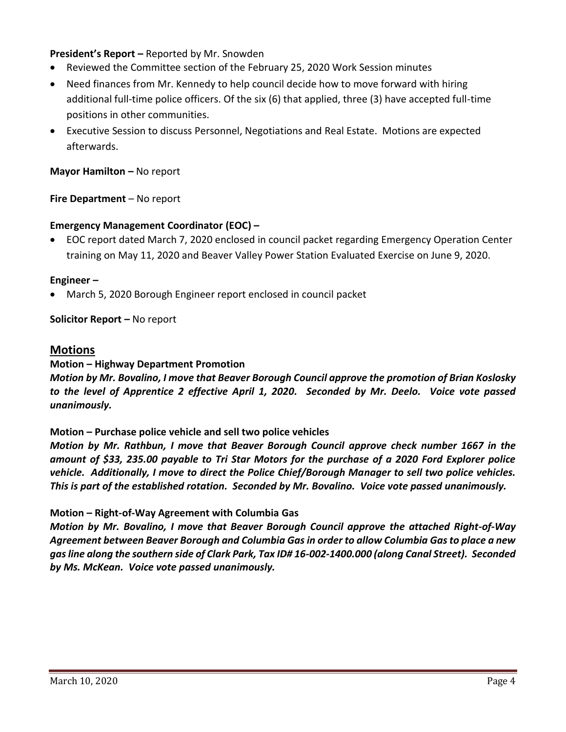**President's Report –** Reported by Mr. Snowden

- Reviewed the Committee section of the February 25, 2020 Work Session minutes
- Need finances from Mr. Kennedy to help council decide how to move forward with hiring additional full-time police officers. Of the six (6) that applied, three (3) have accepted full-time positions in other communities.
- Executive Session to discuss Personnel, Negotiations and Real Estate. Motions are expected afterwards.

**Mayor Hamilton –** No report

**Fire Department** – No report

**Emergency Management Coordinator (EOC) –**

- EOC report dated March 7, 2020 enclosed in council packet regarding Emergency Operation Center training on May 11, 2020 and Beaver Valley Power Station Evaluated Exercise on June 9, 2020.

**Engineer –**

- March 5, 2020 Borough Engineer report enclosed in council packet

**Solicitor Report –** No report

## Motions

**Motion – Highway Department Promotion**

***Motion by Mr. Bovalino, I move that Beaver Borough Council approve the promotion of Brian Koslosky to the level of Apprentice 2 effective April 1, 2020. Seconded by Mr. Deelo. Voice vote passed unanimously.***

**Motion – Purchase police vehicle and sell two police vehicles**

***Motion by Mr. Rathbun, I move that Beaver Borough Council approve check number 1667 in the amount of $33, 235.00 payable to Tri Star Motors for the purchase of a 2020 Ford Explorer police vehicle. Additionally, I move to direct the Police Chief/Borough Manager to sell two police vehicles. This is part of the established rotation. Seconded by Mr. Bovalino. Voice vote passed unanimously.***

**Motion – Right-of-Way Agreement with Columbia Gas**

***Motion by Mr. Bovalino, I move that Beaver Borough Council approve the attached Right-of-Way Agreement between Beaver Borough and Columbia Gas in order to allow Columbia Gas to place a new gas line along the southern side of Clark Park, Tax ID# 16-002-1400.000 (along Canal Street). Seconded by Ms. McKean. Voice vote passed unanimously.***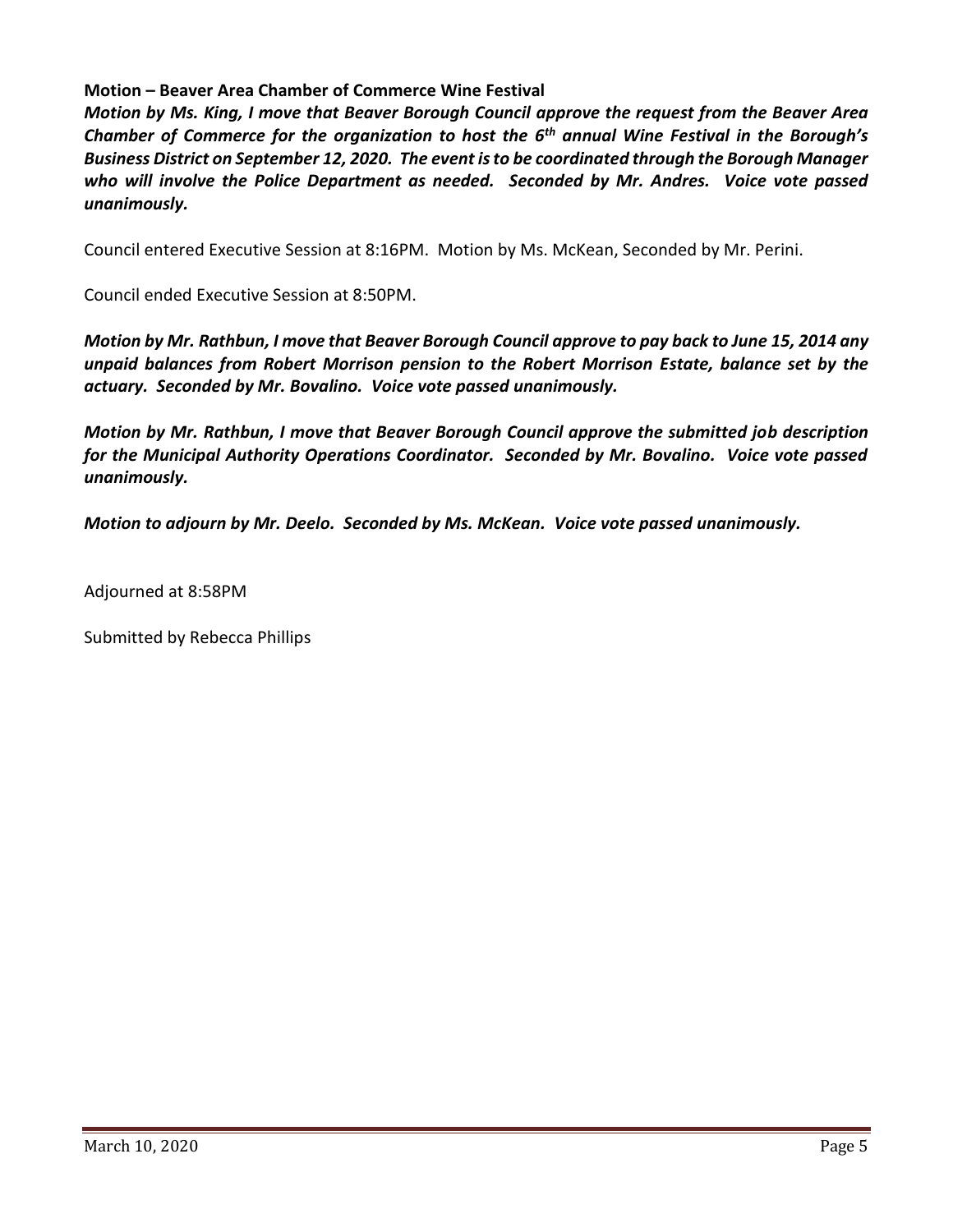**Motion – Beaver Area Chamber of Commerce Wine Festival**

***Motion by Ms. King, I move that Beaver Borough Council approve the request from the Beaver Area Chamber of Commerce for the organization to host the 6th annual Wine Festival in the Borough's Business District on September 12, 2020. The event is to be coordinated through the Borough Manager who will involve the Police Department as needed. Seconded by Mr. Andres. Voice vote passed unanimously.***

Council entered Executive Session at 8:16PM. Motion by Ms. McKean, Seconded by Mr. Perini.

Council ended Executive Session at 8:50PM.

***Motion by Mr. Rathbun, I move that Beaver Borough Council approve to pay back to June 15, 2014 any unpaid balances from Robert Morrison pension to the Robert Morrison Estate, balance set by the actuary. Seconded by Mr. Bovalino. Voice vote passed unanimously.***

***Motion by Mr. Rathbun, I move that Beaver Borough Council approve the submitted job description for the Municipal Authority Operations Coordinator. Seconded by Mr. Bovalino. Voice vote passed unanimously.***

***Motion to adjourn by Mr. Deelo. Seconded by Ms. McKean. Voice vote passed unanimously.***

Adjourned at 8:58PM

Submitted by Rebecca Phillips